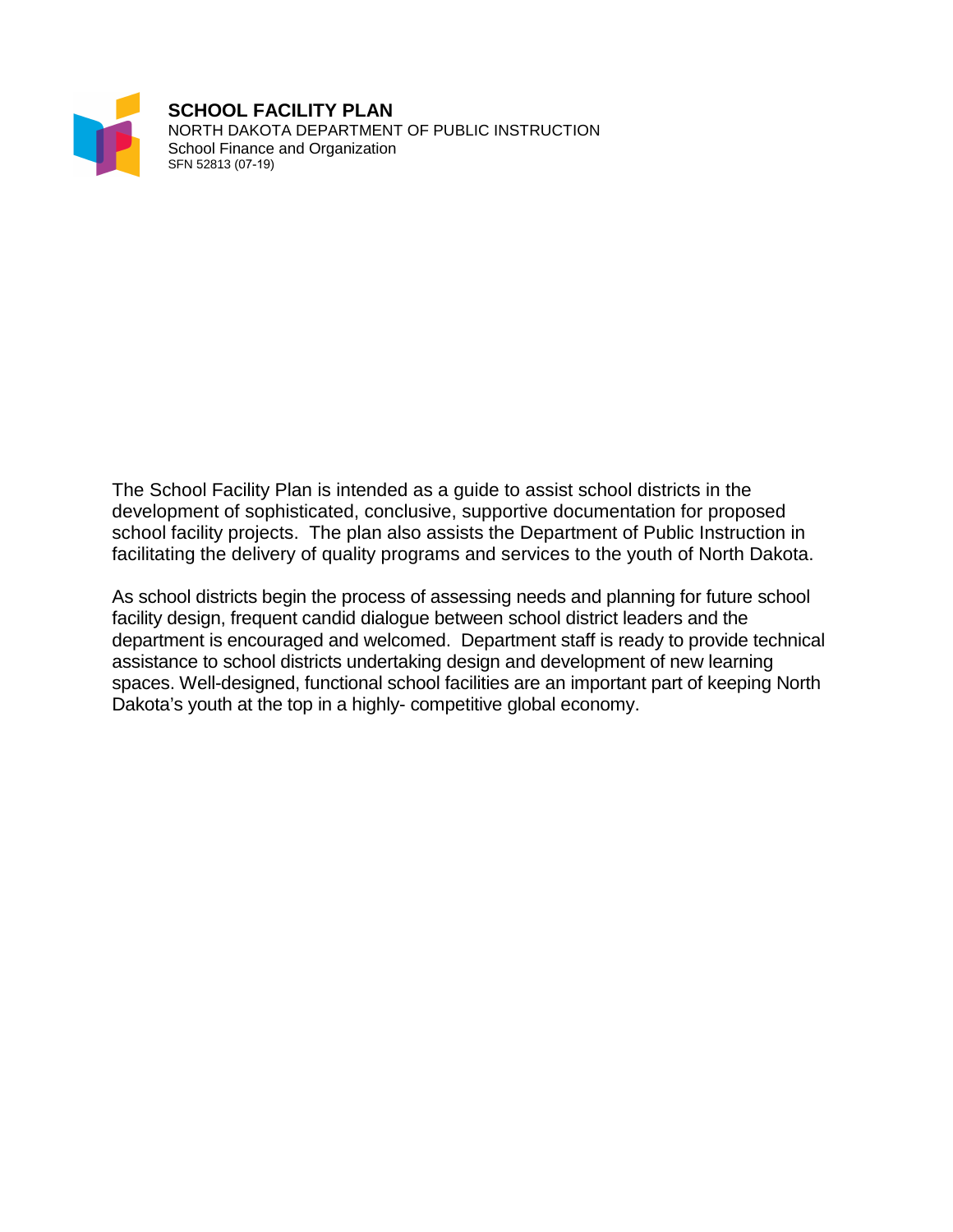# SCHOOL FACILITY PLAN

NORTH DAKOTA DEPARTMENT OF PUBLIC INSTRUCTION
School Finance and Organization
SFN 52813 (07-19)

The School Facility Plan is intended as a guide to assist school districts in the development of sophisticated, conclusive, supportive documentation for proposed school facility projects. The plan also assists the Department of Public Instruction in facilitating the delivery of quality programs and services to the youth of North Dakota.

As school districts begin the process of assessing needs and planning for future school facility design, frequent candid dialogue between school district leaders and the department is encouraged and welcomed. Department staff is ready to provide technical assistance to school districts undertaking design and development of new learning spaces. Well-designed, functional school facilities are an important part of keeping North Dakota's youth at the top in a highly- competitive global economy.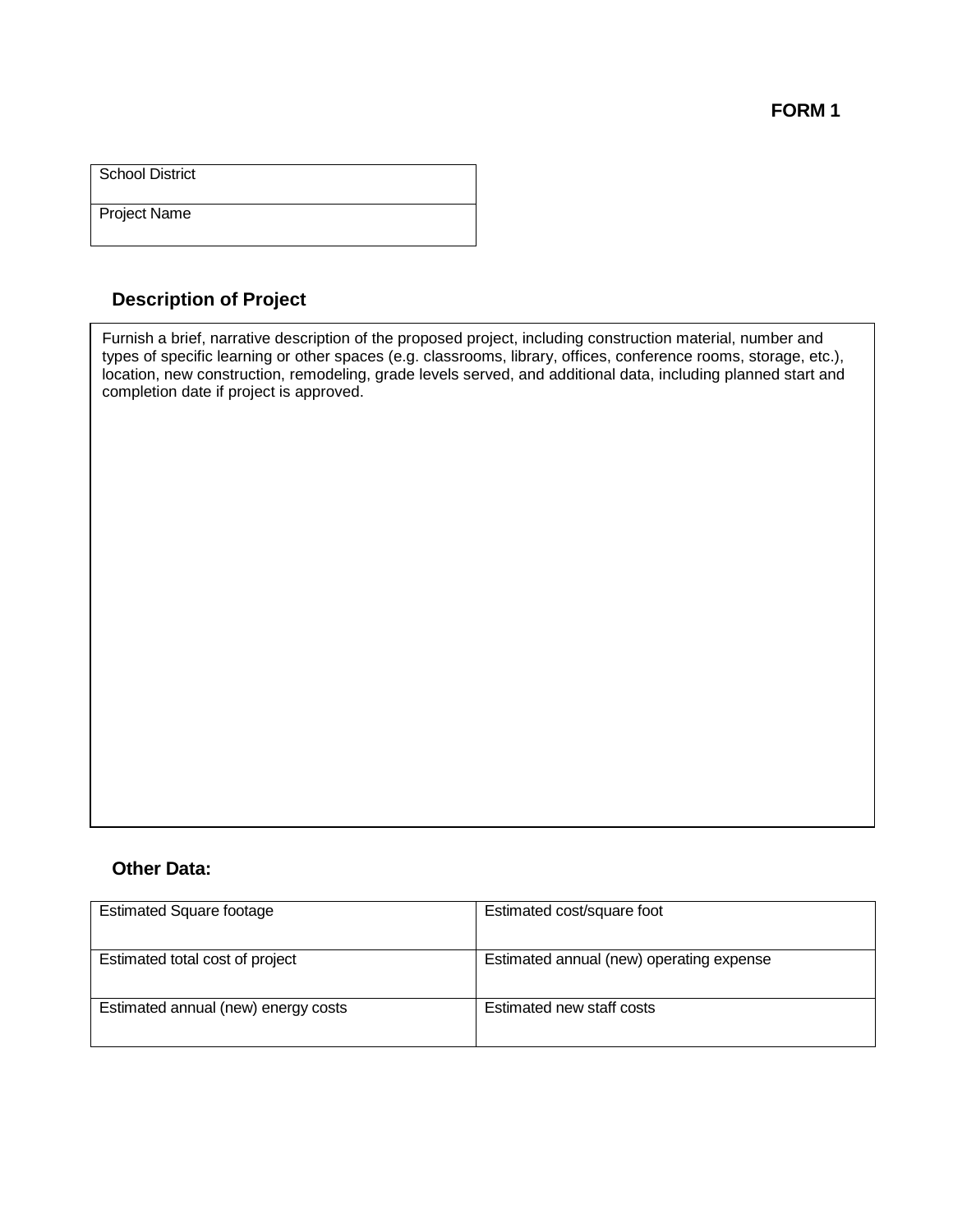**FORM 1**

| School District |
|---|
| Project Name |

## Description of Project

| Furnish a brief, narrative description of the proposed project, including construction material, number and types of specific learning or other spaces (e.g. classrooms, library, offices, conference rooms, storage, etc.), location, new construction, remodeling, grade levels served, and additional data, including planned start and completion date if project is approved. |
|---|

## Other Data:

| Estimated Square footage | Estimated cost/square foot |
|---|---|
| Estimated total cost of project | Estimated annual (new) operating expense |
| Estimated annual (new) energy costs | Estimated new staff costs |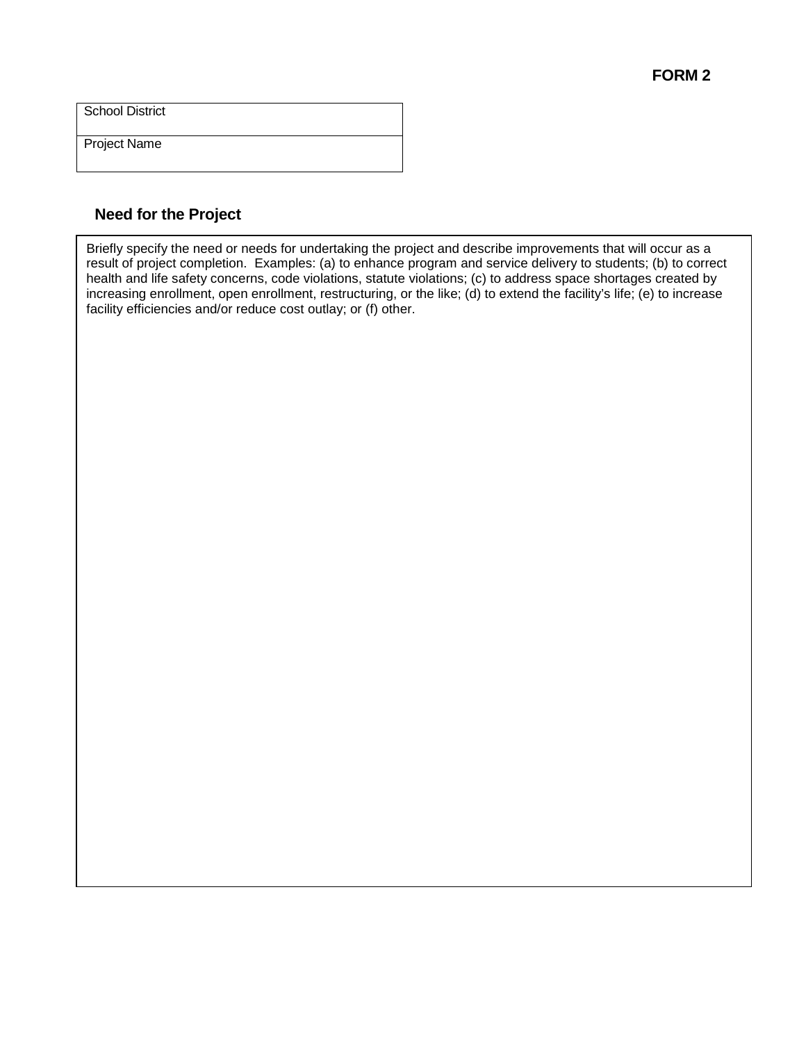**FORM 2**

| School District |
| --- |
| Project Name |

## Need for the Project

Briefly specify the need or needs for undertaking the project and describe improvements that will occur as a result of project completion. Examples: (a) to enhance program and service delivery to students; (b) to correct health and life safety concerns, code violations, statute violations; (c) to address space shortages created by increasing enrollment, open enrollment, restructuring, or the like; (d) to extend the facility's life; (e) to increase facility efficiencies and/or reduce cost outlay; or (f) other.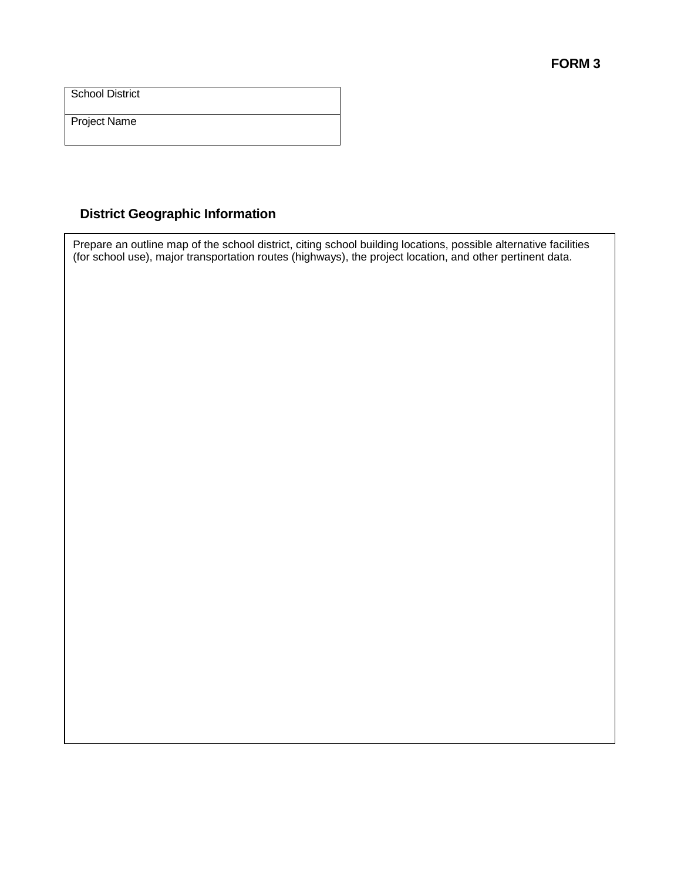**FORM 3**

| School District |
| --- |
| Project Name |

## District Geographic Information

Prepare an outline map of the school district, citing school building locations, possible alternative facilities (for school use), major transportation routes (highways), the project location, and other pertinent data.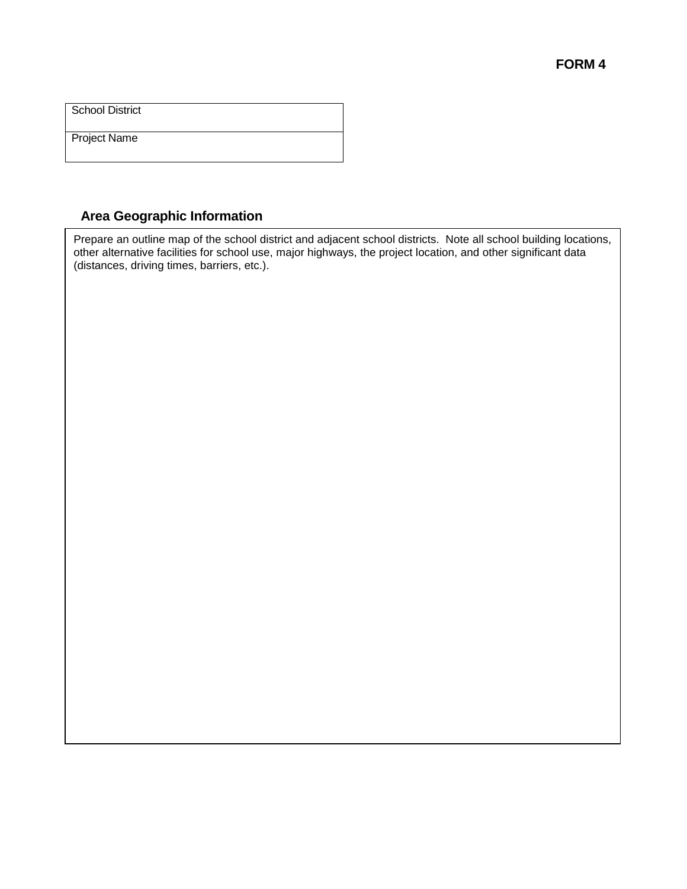**FORM 4**

| School District |
|---|
| Project Name |

## Area Geographic Information

| Prepare an outline map of the school district and adjacent school districts. Note all school building locations, other alternative facilities for school use, major highways, the project location, and other significant data (distances, driving times, barriers, etc.). |
|---|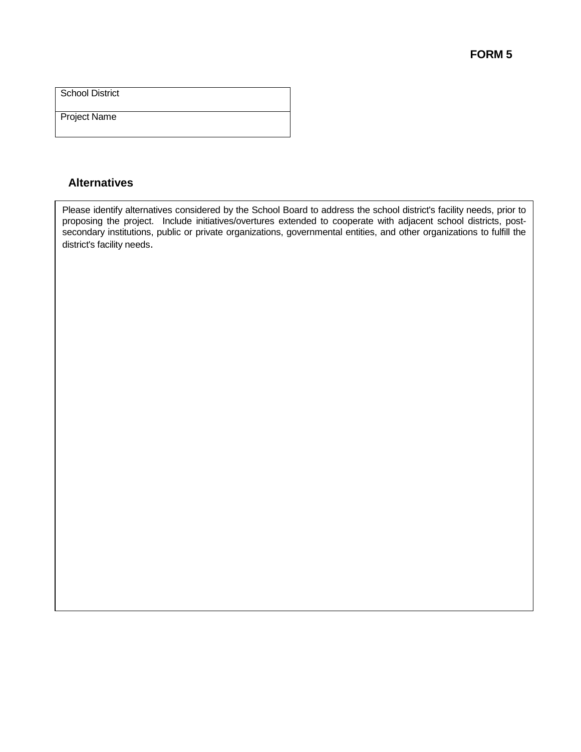**FORM 5**

| School District |
| --- |
| Project Name |

## Alternatives

Please identify alternatives considered by the School Board to address the school district's facility needs, prior to proposing the project. Include initiatives/overtures extended to cooperate with adjacent school districts, post-secondary institutions, public or private organizations, governmental entities, and other organizations to fulfill the district's facility needs.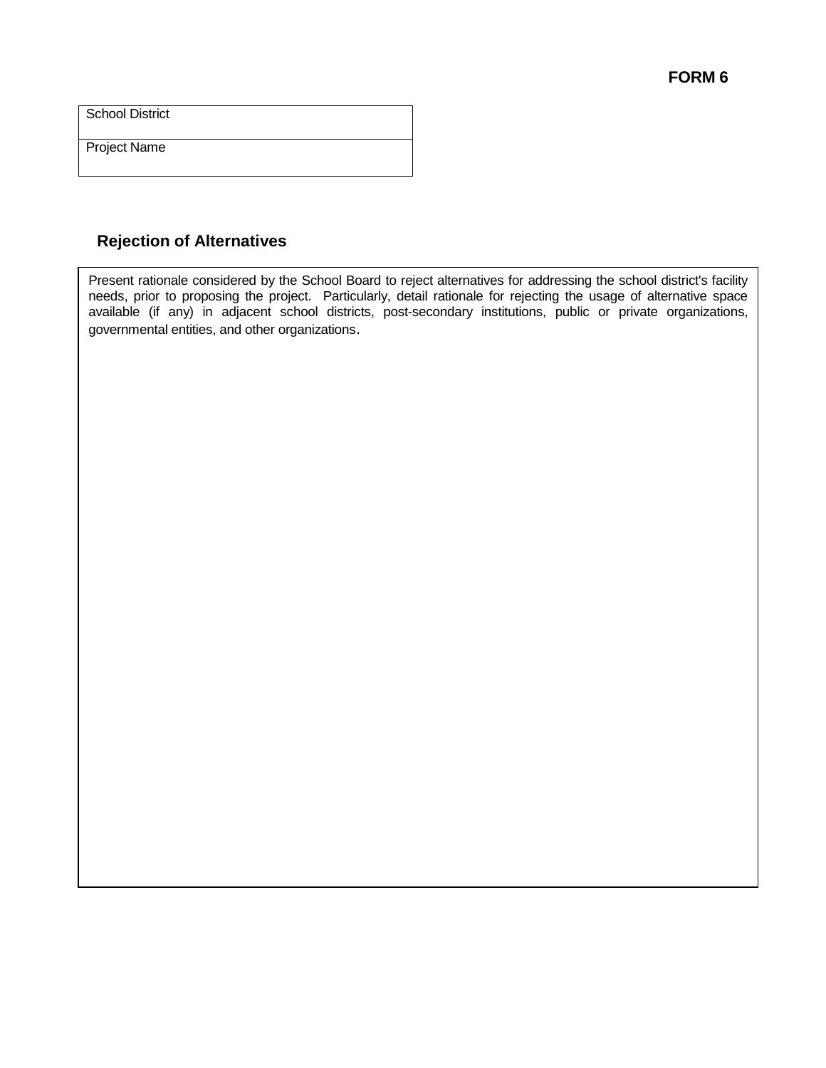**FORM 6**

| School District |
|---|
| Project Name |

## Rejection of Alternatives

Present rationale considered by the School Board to reject alternatives for addressing the school district's facility needs, prior to proposing the project. Particularly, detail rationale for rejecting the usage of alternative space available (if any) in adjacent school districts, post-secondary institutions, public or private organizations, governmental entities, and other organizations.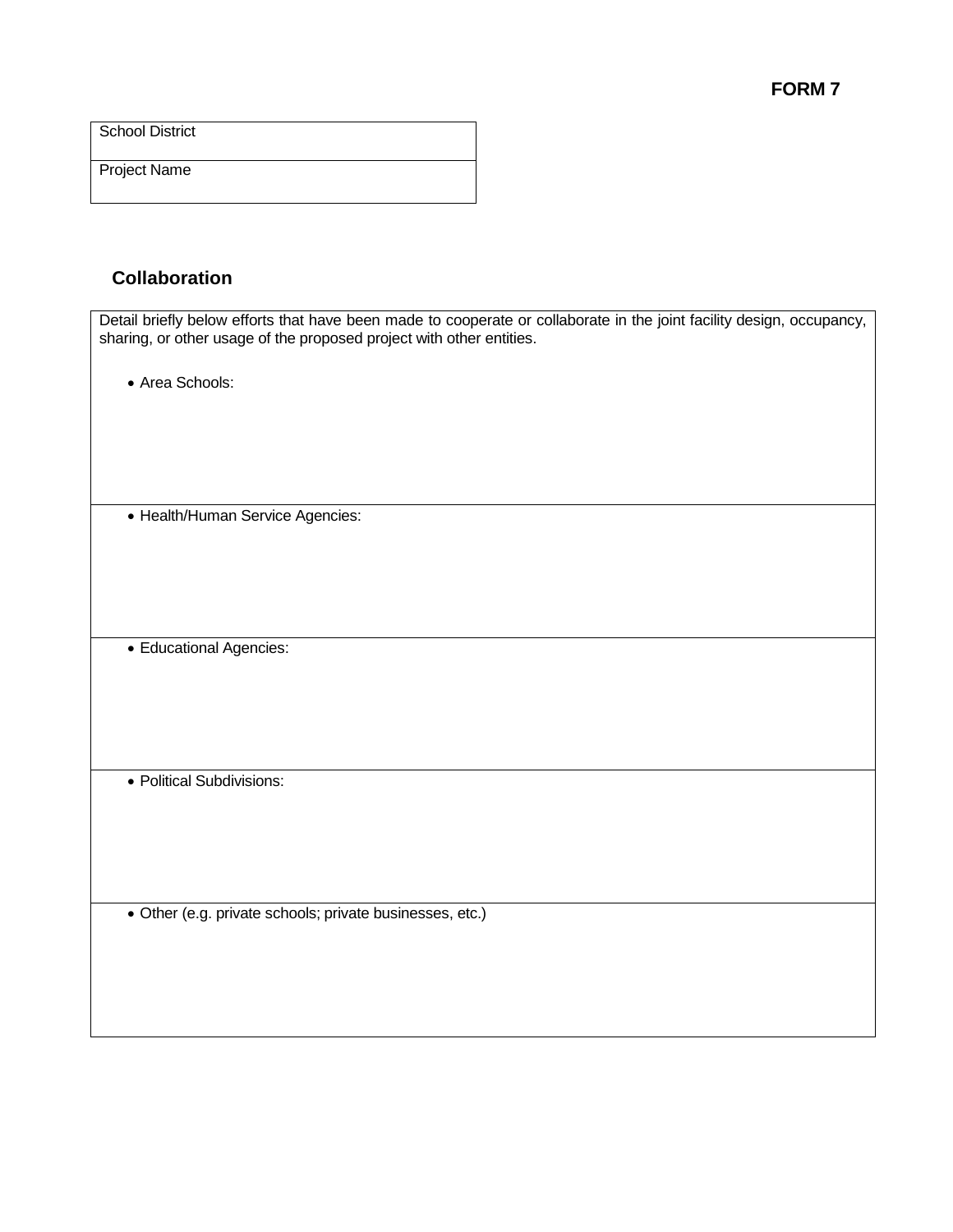**FORM 7**

| School District |
|---|
| Project Name |

## Collaboration

| Detail briefly below efforts that have been made to cooperate or collaborate in the joint facility design, occupancy, sharing, or other usage of the proposed project with other entities.<br><br>• Area Schools: |
|---|
| • Health/Human Service Agencies: |
| • Educational Agencies: |
| • Political Subdivisions: |
| • Other (e.g. private schools; private businesses, etc.) |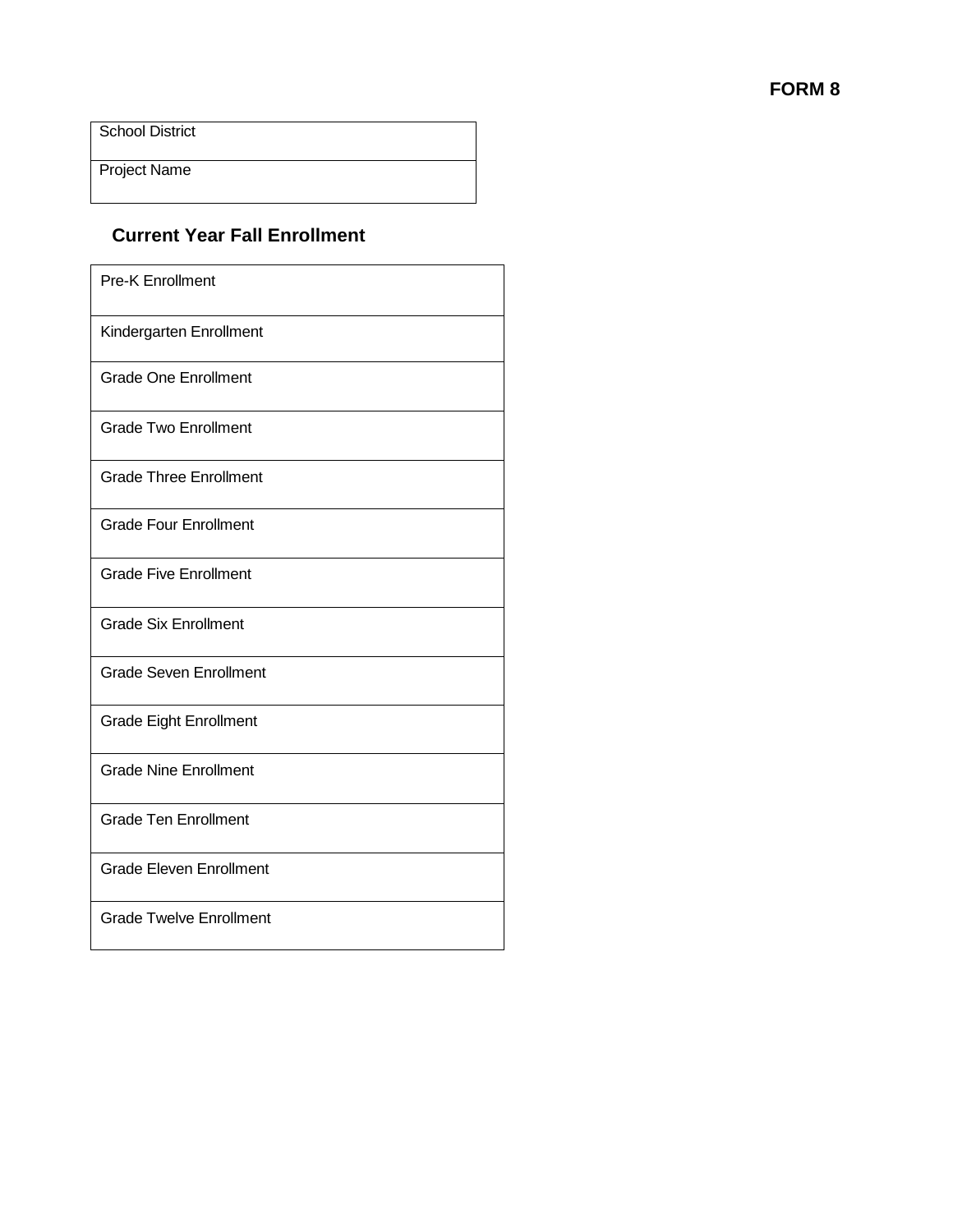**FORM 8**

| School District |
|---|
| Project Name |

## Current Year Fall Enrollment

| Pre-K Enrollment |
|---|
| Kindergarten Enrollment |
| Grade One Enrollment |
| Grade Two Enrollment |
| Grade Three Enrollment |
| Grade Four Enrollment |
| Grade Five Enrollment |
| Grade Six Enrollment |
| Grade Seven Enrollment |
| Grade Eight Enrollment |
| Grade Nine Enrollment |
| Grade Ten Enrollment |
| Grade Eleven Enrollment |
| Grade Twelve Enrollment |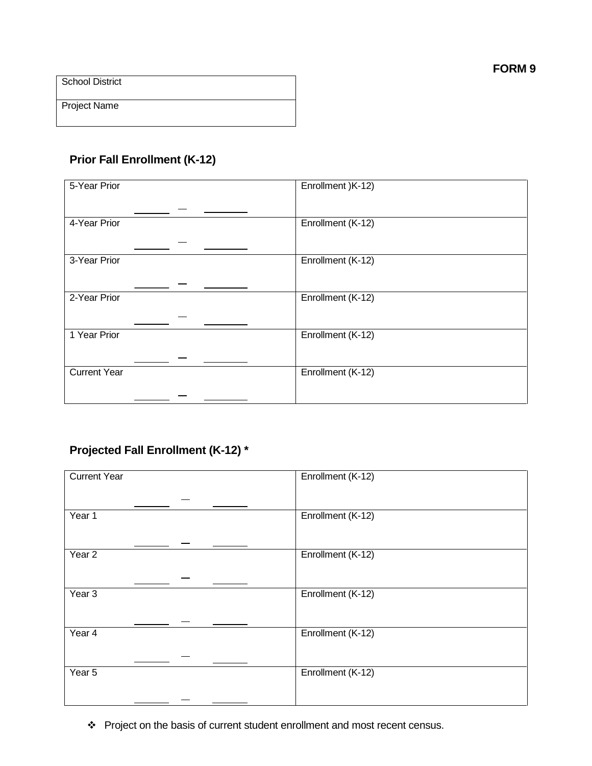**FORM 9**

| School District |
|---|
| Project Name |

### Prior Fall Enrollment (K-12)

| | |
|---|---|
| 5-Year Prior<br>_______ – ________ | Enrollment )K-12) |
| 4-Year Prior<br>_______ – ________ | Enrollment (K-12) |
| 3-Year Prior<br>_______ – ________ | Enrollment (K-12) |
| 2-Year Prior<br>_______ – ________ | Enrollment (K-12) |
| 1 Year Prior<br>_______ – ________ | Enrollment (K-12) |
| Current Year<br>_______ – ________ | Enrollment (K-12) |

### Projected Fall Enrollment (K-12) *

| | |
|---|---|
| Current Year<br>_______ – _______ | Enrollment (K-12) |
| Year 1<br>_______ – _______ | Enrollment (K-12) |
| Year 2<br>_______ – _______ | Enrollment (K-12) |
| Year 3<br>_______ – _______ | Enrollment (K-12) |
| Year 4<br>_______ – _______ | Enrollment (K-12) |
| Year 5<br>_______ – _______ | Enrollment (K-12) |

- Project on the basis of current student enrollment and most recent census.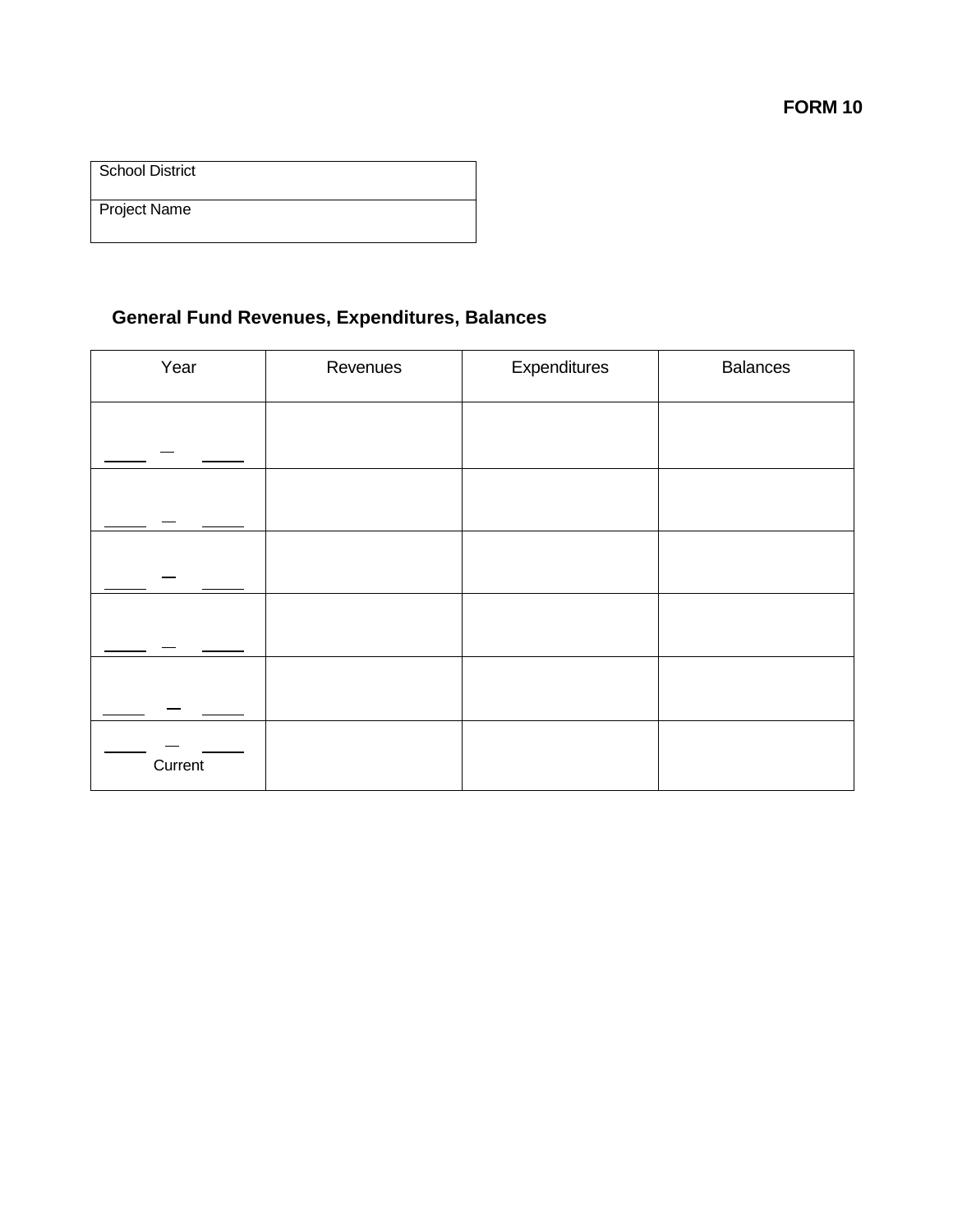**FORM 10**

| School District |
|---|
| Project Name |

## General Fund Revenues, Expenditures, Balances

| Year | Revenues | Expenditures | Balances |
|---|---|---|---|
| _____ – _____ | | | |
| _____ – _____ | | | |
| _____ – _____ | | | |
| _____ – _____ | | | |
| _____ – _____ | | | |
| _____ – _____ Current | | | |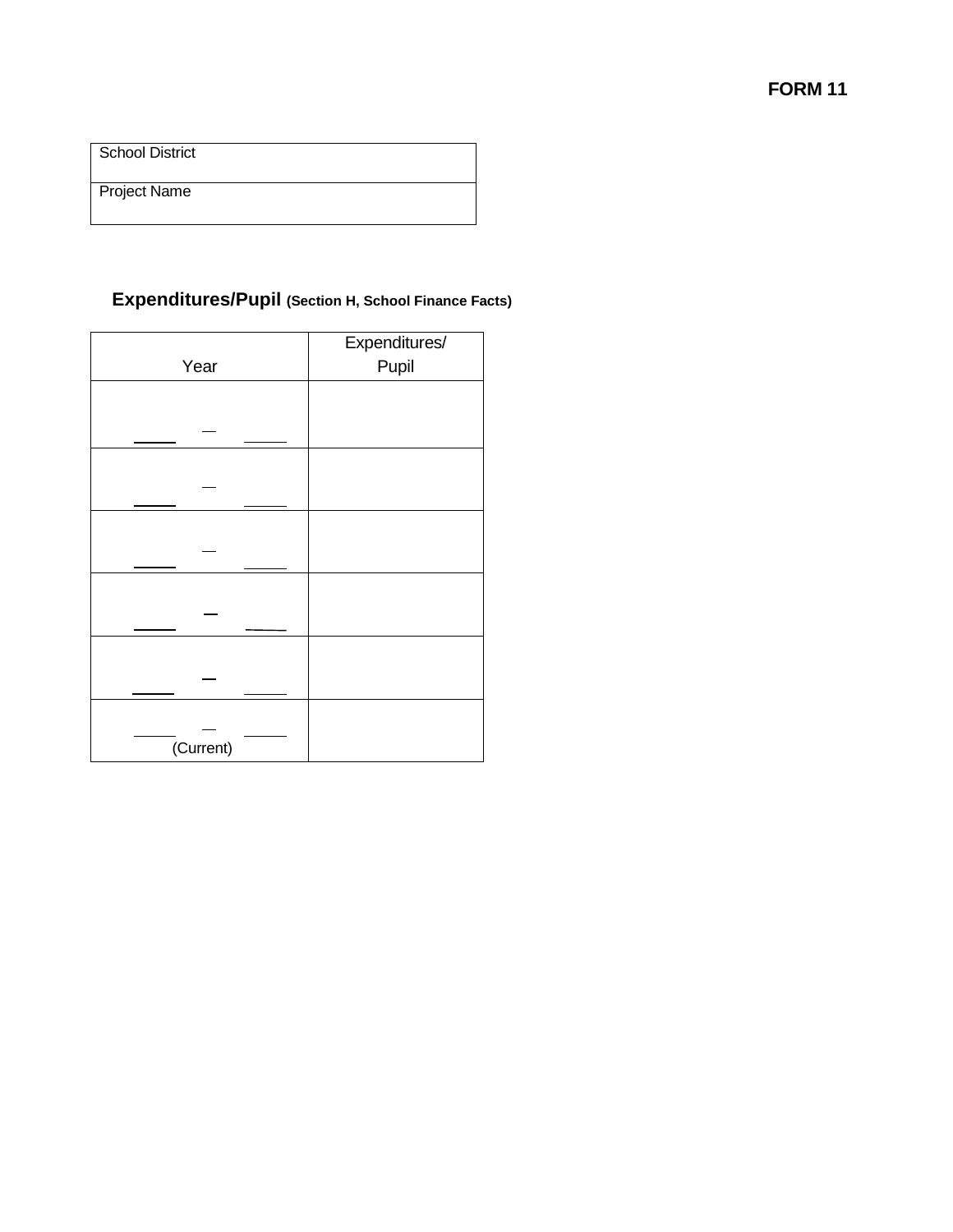**FORM 11**

| School District |
|---|
| Project Name |

## Expenditures/Pupil (Section H, School Finance Facts)

| Year | Expenditures/ Pupil |
|---|---|
| ______ – ______ | |
| ______ – ______ | |
| ______ – ______ | |
| ______ – ______ | |
| ______ – ______ | |
| ______ – ______ (Current) | |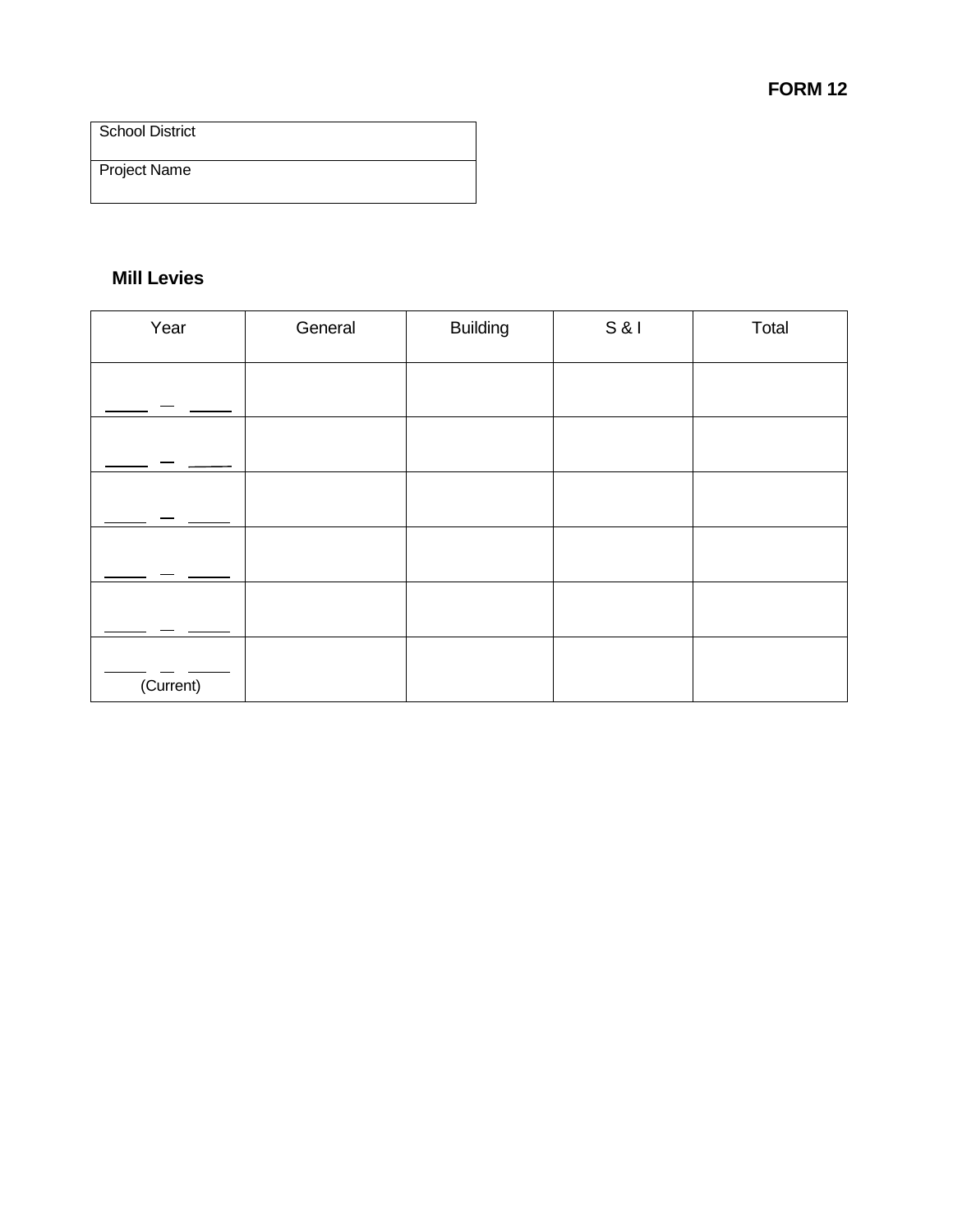**FORM 12**

| School District |
|---|
| Project Name |

## Mill Levies

| Year | General | Building | S & I | Total |
|---|---|---|---|---|
| _____ – _____ | | | | |
| _____ – _____ | | | | |
| _____ – _____ | | | | |
| _____ – _____ | | | | |
| _____ – _____ | | | | |
| _____ – _____ (Current) | | | | |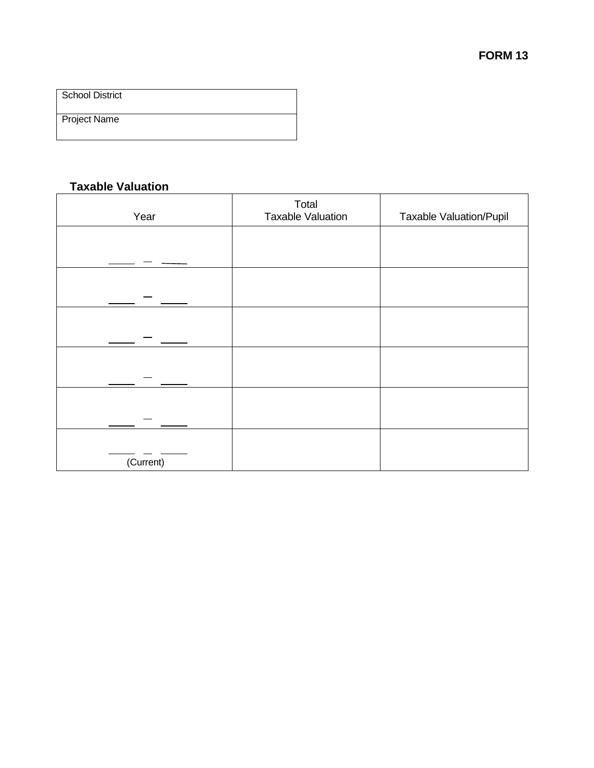**FORM 13**

| School District |
| --- |
| Project Name |

**Taxable Valuation**

| Year | Total Taxable Valuation | Taxable Valuation/Pupil |
| --- | --- | --- |
| _____ – _____ | | |
| _____ – _____ | | |
| _____ – _____ | | |
| _____ – _____ | | |
| _____ – _____ | | |
| _____ – _____ (Current) | | |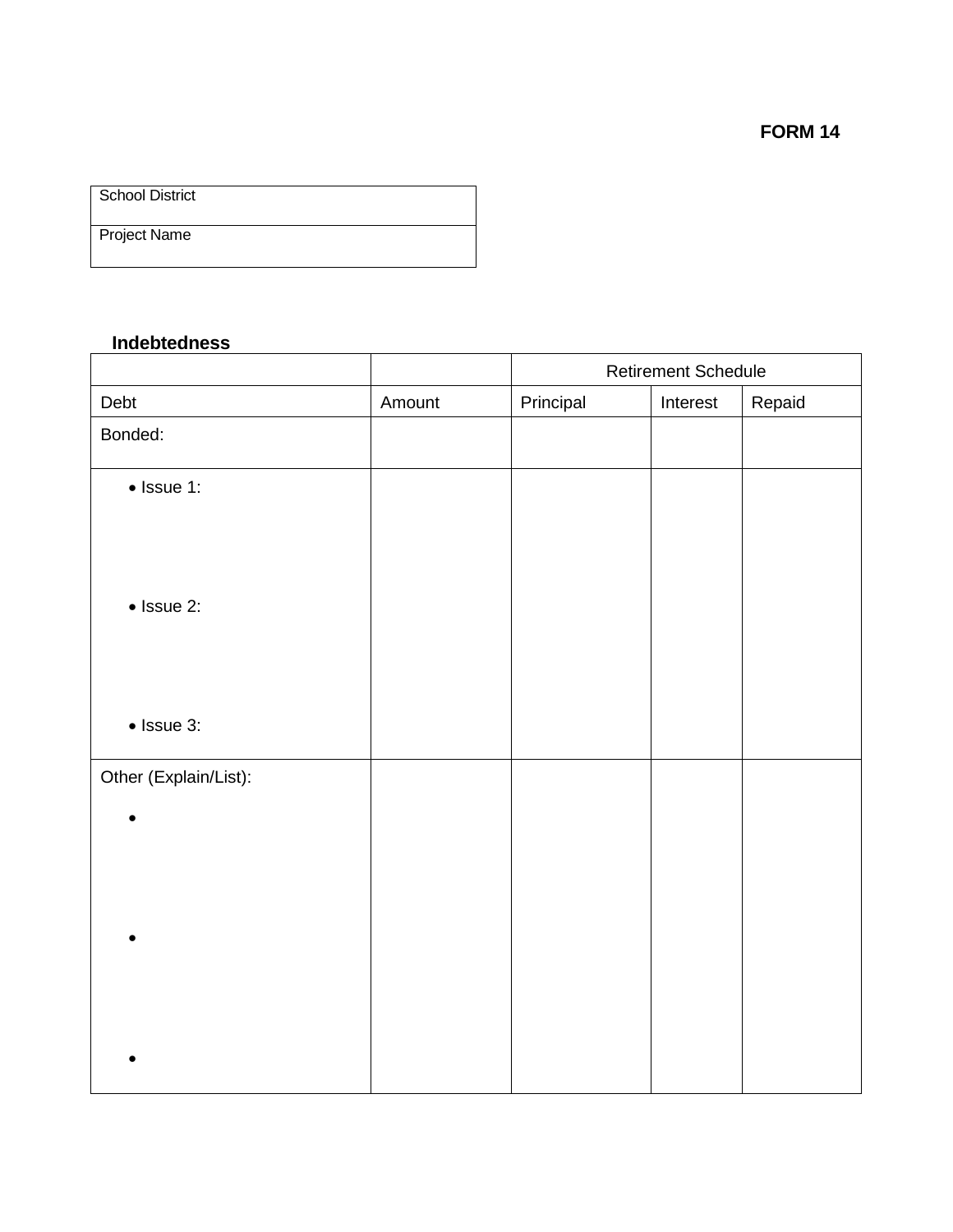**FORM 14**

| School District |
|---|
| Project Name |

**Indebtedness**

| | | Retirement Schedule | | |
|---|---|---|---|---|
| Debt | Amount | Principal | Interest | Repaid |
| Bonded: | | | | |
| • Issue 1:<br><br>• Issue 2:<br><br>• Issue 3: | | | | |
| Other (Explain/List):<br>•<br>•<br>• | | | | |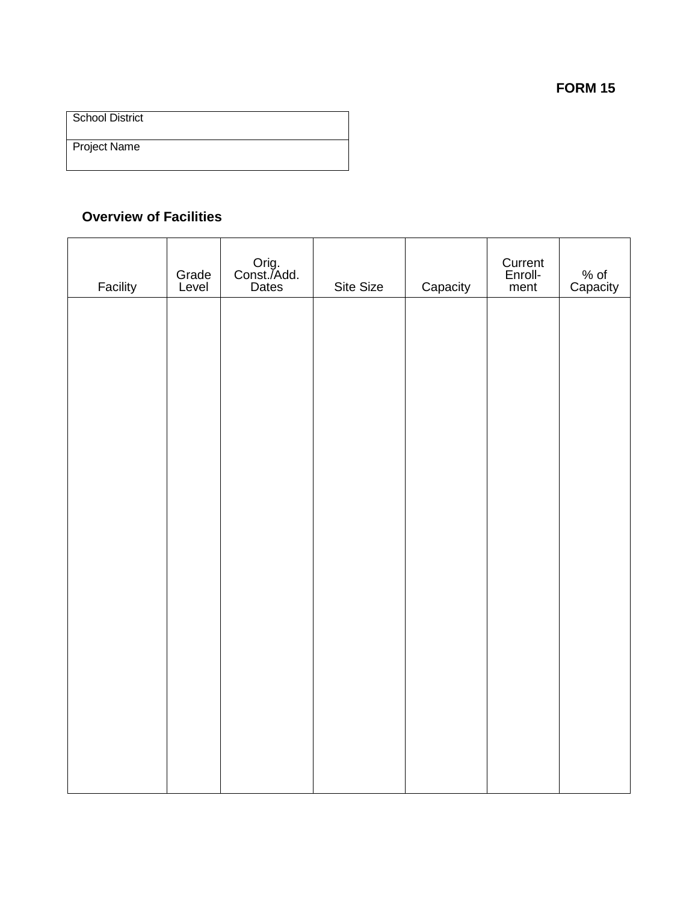**FORM 15**

| School District |
| --- |
| Project Name |

### Overview of Facilities

| Facility | Grade Level | Orig. Const./Add. Dates | Site Size | Capacity | Current Enroll-ment | % of Capacity |
| --- | --- | --- | --- | --- | --- | --- |
| | | | | | | |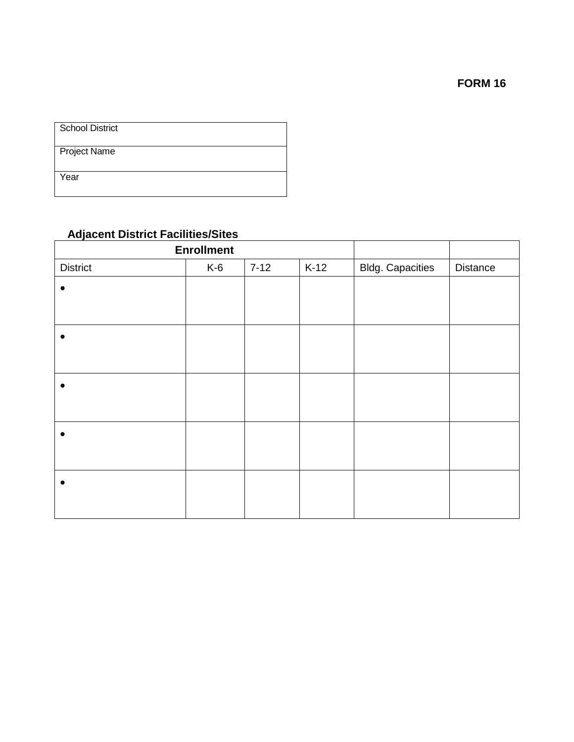**FORM 16**

| School District |
|---|
| Project Name |
| Year |

### Adjacent District Facilities/Sites

| Enrollment | | | | | |
|---|---|---|---|---|---|
| District | K-6 | 7-12 | K-12 | Bldg. Capacities | Distance |
| • | | | | | |
| • | | | | | |
| • | | | | | |
| • | | | | | |
| • | | | | | |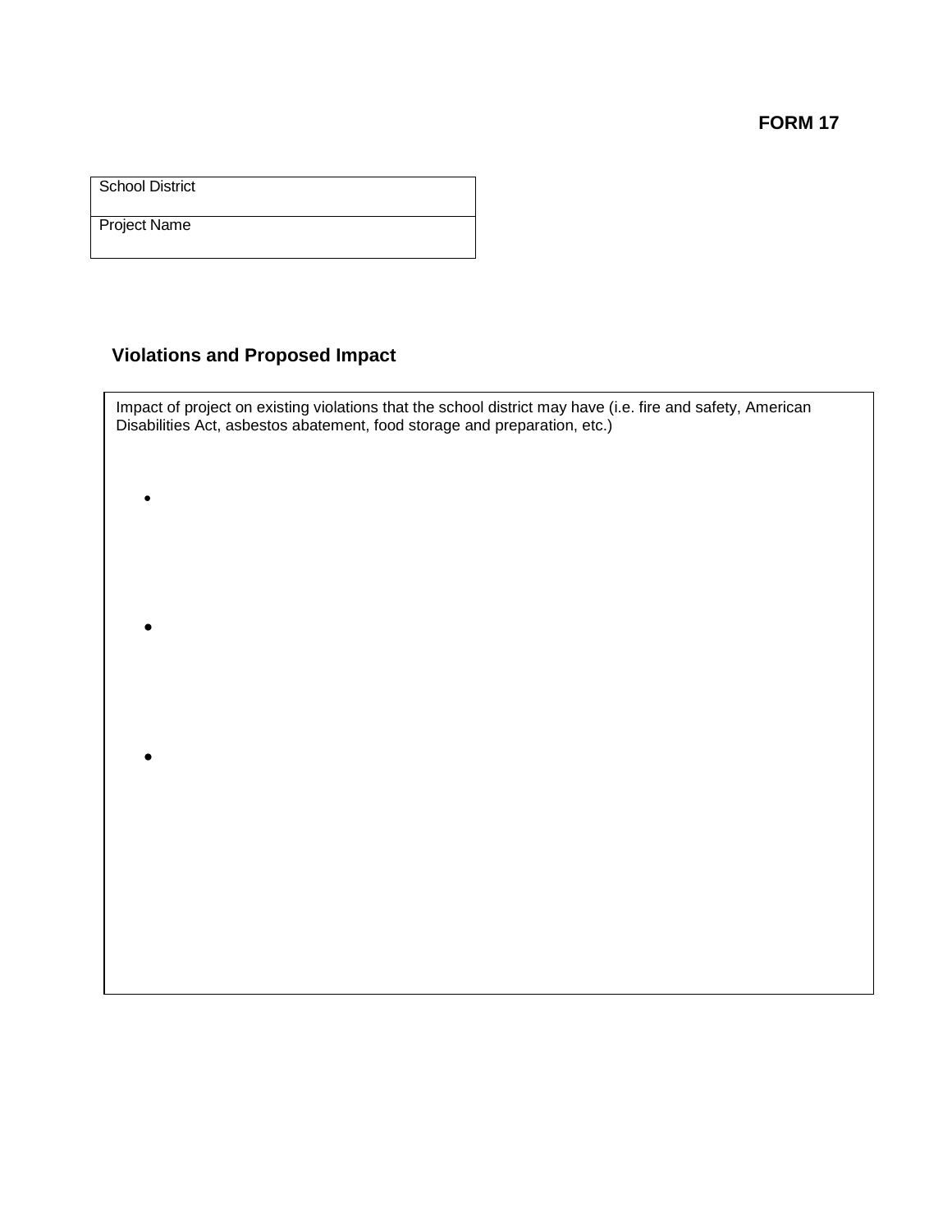**FORM 17**

| School District |
|---|
| Project Name |

## Violations and Proposed Impact

Impact of project on existing violations that the school district may have (i.e. fire and safety, American Disabilities Act, asbestos abatement, food storage and preparation, etc.)

- 
- 
-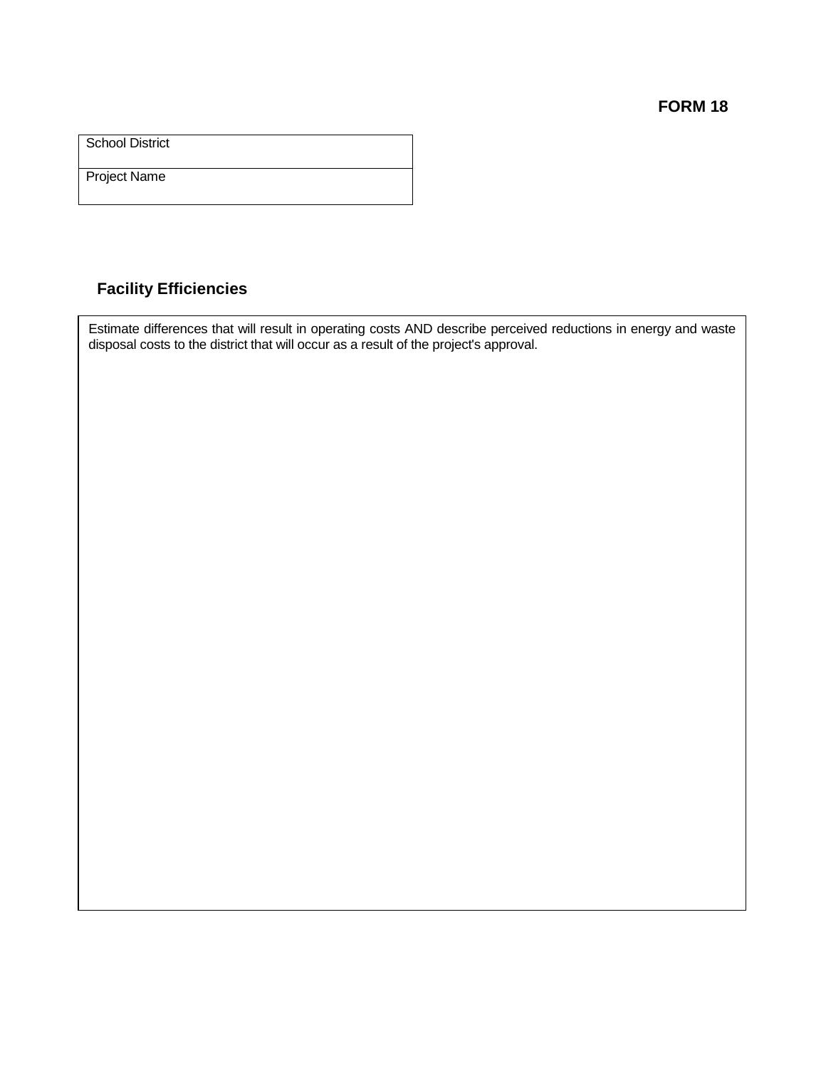**FORM 18**

| School District |
| --- |
| Project Name |

## Facility Efficiencies

Estimate differences that will result in operating costs AND describe perceived reductions in energy and waste disposal costs to the district that will occur as a result of the project's approval.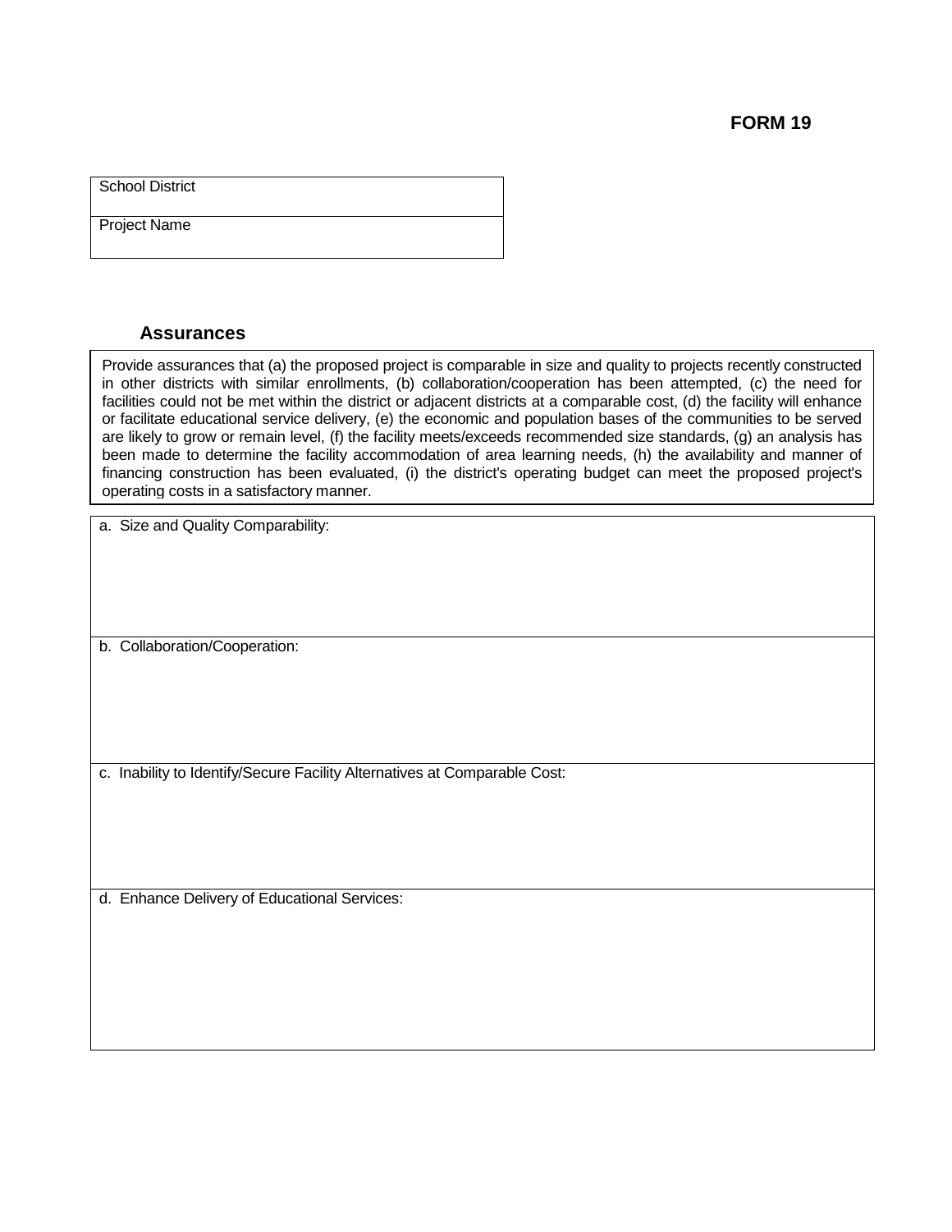**FORM 19**

| School District |
|---|
| Project Name |

### Assurances

Provide assurances that (a) the proposed project is comparable in size and quality to projects recently constructed in other districts with similar enrollments, (b) collaboration/cooperation has been attempted, (c) the need for facilities could not be met within the district or adjacent districts at a comparable cost, (d) the facility will enhance or facilitate educational service delivery, (e) the economic and population bases of the communities to be served are likely to grow or remain level, (f) the facility meets/exceeds recommended size standards, (g) an analysis has been made to determine the facility accommodation of area learning needs, (h) the availability and manner of financing construction has been evaluated, (i) the district's operating budget can meet the proposed project's operating costs in a satisfactory manner.

a. Size and Quality Comparability:

b. Collaboration/Cooperation:

c. Inability to Identify/Secure Facility Alternatives at Comparable Cost:

d. Enhance Delivery of Educational Services: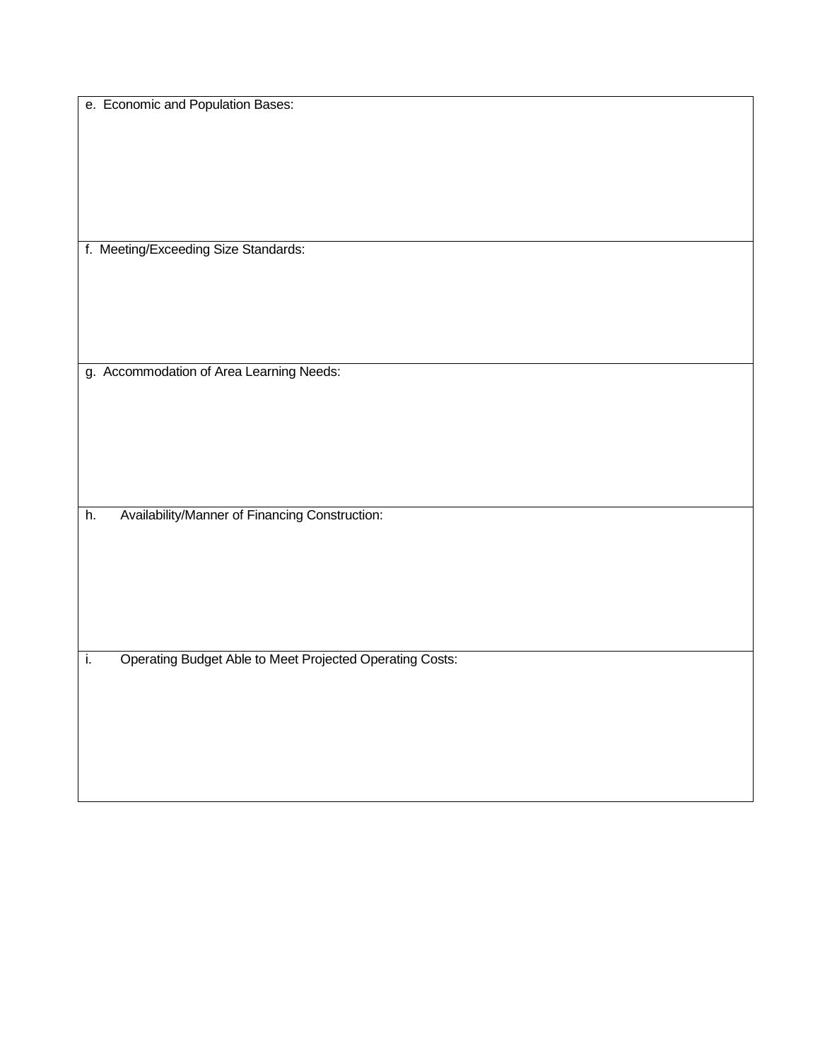| |
|---|
| e. Economic and Population Bases: |
| f. Meeting/Exceeding Size Standards: |
| g. Accommodation of Area Learning Needs: |
| h. Availability/Manner of Financing Construction: |
| i. Operating Budget Able to Meet Projected Operating Costs: |